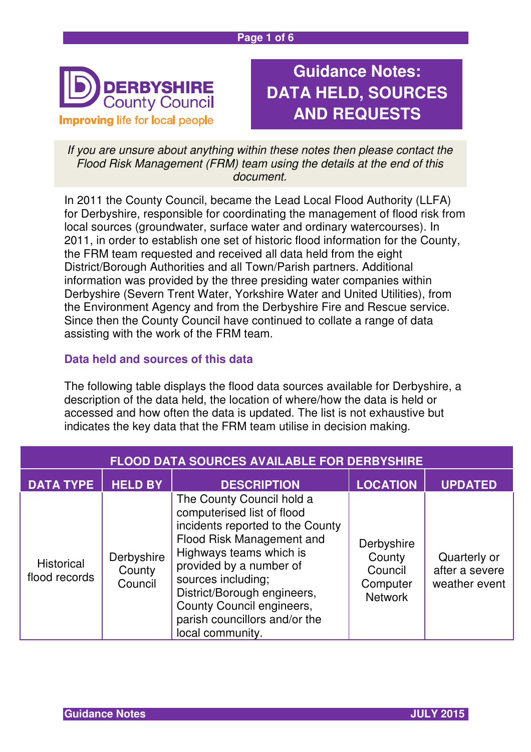# Guidance Notes: DATA HELD, SOURCES AND REQUESTS

*If you are unsure about anything within these notes then please contact the Flood Risk Management (FRM) team using the details at the end of this document.*

In 2011 the County Council, became the Lead Local Flood Authority (LLFA) for Derbyshire, responsible for coordinating the management of flood risk from local sources (groundwater, surface water and ordinary watercourses). In 2011, in order to establish one set of historic flood information for the County, the FRM team requested and received all data held from the eight District/Borough Authorities and all Town/Parish partners. Additional information was provided by the three presiding water companies within Derbyshire (Severn Trent Water, Yorkshire Water and United Utilities), from the Environment Agency and from the Derbyshire Fire and Rescue service. Since then the County Council have continued to collate a range of data assisting with the work of the FRM team.

## Data held and sources of this data

The following table displays the flood data sources available for Derbyshire, a description of the data held, the location of where/how the data is held or accessed and how often the data is updated. The list is not exhaustive but indicates the key data that the FRM team utilise in decision making.

**FLOOD DATA SOURCES AVAILABLE FOR DERBYSHIRE**

| DATA TYPE | HELD BY | DESCRIPTION | LOCATION | UPDATED |
|---|---|---|---|---|
| Historical flood records | Derbyshire County Council | The County Council hold a computerised list of flood incidents reported to the County Flood Risk Management and Highways teams which is provided by a number of sources including; District/Borough engineers, County Council engineers, parish councillors and/or the local community. | Derbyshire County Council Computer Network | Quarterly or after a severe weather event |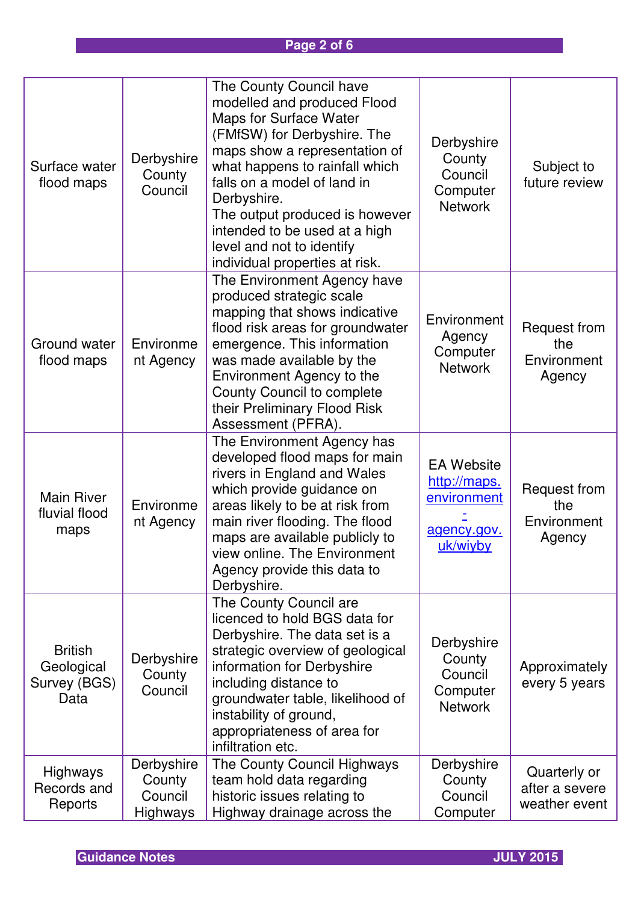| | | | | |
|---|---|---|---|---|
| Surface water flood maps | Derbyshire County Council | The County Council have modelled and produced Flood Maps for Surface Water (FMfSW) for Derbyshire. The maps show a representation of what happens to rainfall which falls on a model of land in Derbyshire.<br>The output produced is however intended to be used at a high level and not to identify individual properties at risk. | Derbyshire County Council Computer Network | Subject to future review |
| Ground water flood maps | Environment Agency | The Environment Agency have produced strategic scale mapping that shows indicative flood risk areas for groundwater emergence. This information was made available by the Environment Agency to the County Council to complete their Preliminary Flood Risk Assessment (PFRA). | Environment Agency Computer Network | Request from the Environment Agency |
| Main River fluvial flood maps | Environment Agency | The Environment Agency has developed flood maps for main rivers in England and Wales which provide guidance on areas likely to be at risk from main river flooding. The flood maps are available publicly to view online. The Environment Agency provide this data to Derbyshire. | EA Website [http://maps.environment-agency.gov.uk/wiyby](http://maps.environment-agency.gov.uk/wiyby) | Request from the Environment Agency |
| British Geological Survey (BGS) Data | Derbyshire County Council | The County Council are licenced to hold BGS data for Derbyshire. The data set is a strategic overview of geological information for Derbyshire including distance to groundwater table, likelihood of instability of ground, appropriateness of area for infiltration etc. | Derbyshire County Council Computer Network | Approximately every 5 years |
| Highways Records and Reports | Derbyshire County Council Highways | The County Council Highways team hold data regarding historic issues relating to Highway drainage across the | Derbyshire County Council Computer | Quarterly or after a severe weather event |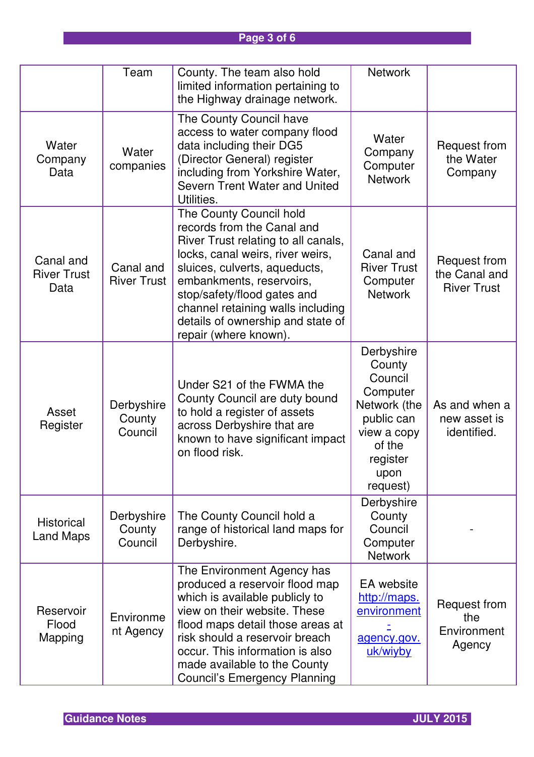| | | | | |
|---|---|---|---|---|
| | Team | County. The team also hold limited information pertaining to the Highway drainage network. | Network | |
| Water Company Data | Water companies | The County Council have access to water company flood data including their DG5 (Director General) register including from Yorkshire Water, Severn Trent Water and United Utilities. | Water Company Computer Network | Request from the Water Company |
| Canal and River Trust Data | Canal and River Trust | The County Council hold records from the Canal and River Trust relating to all canals, locks, canal weirs, river weirs, sluices, culverts, aqueducts, embankments, reservoirs, stop/safety/flood gates and channel retaining walls including details of ownership and state of repair (where known). | Canal and River Trust Computer Network | Request from the Canal and River Trust |
| Asset Register | Derbyshire County Council | Under S21 of the FWMA the County Council are duty bound to hold a register of assets across Derbyshire that are known to have significant impact on flood risk. | Derbyshire County Council Computer Network (the public can view a copy of the register upon request) | As and when a new asset is identified. |
| Historical Land Maps | Derbyshire County Council | The County Council hold a range of historical land maps for Derbyshire. | Derbyshire County Council Computer Network | - |
| Reservoir Flood Mapping | Environment Agency | The Environment Agency has produced a reservoir flood map which is available publicly to view on their website. These flood maps detail those areas at risk should a reservoir breach occur. This information is also made available to the County Council's Emergency Planning | EA website http://maps.environment-agency.gov.uk/wiyby | Request from the Environment Agency |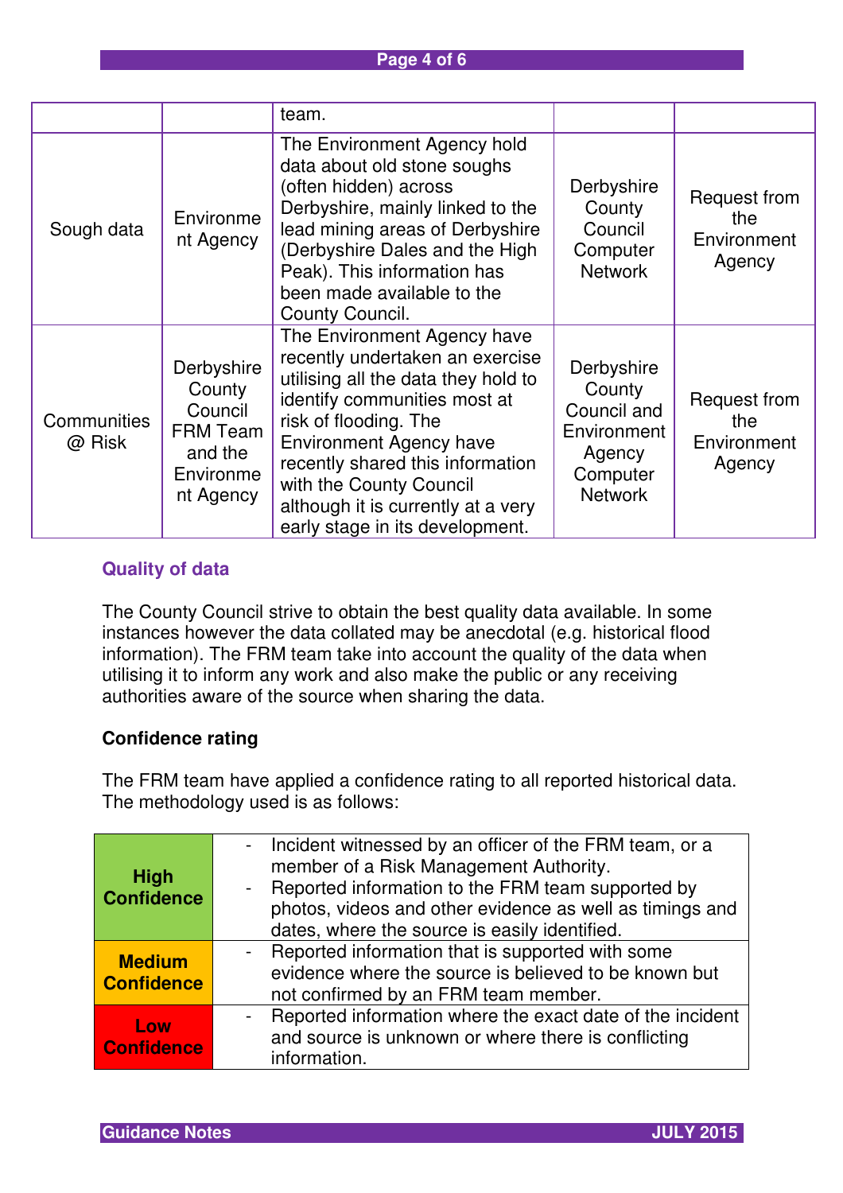| | | team. | | |
|---|---|---|---|---|
| Sough data | Environment Agency | The Environment Agency hold data about old stone soughs (often hidden) across Derbyshire, mainly linked to the lead mining areas of Derbyshire (Derbyshire Dales and the High Peak). This information has been made available to the County Council. | Derbyshire County Council Computer Network | Request from the Environment Agency |
| Communities @ Risk | Derbyshire County Council FRM Team and the Environment Agency | The Environment Agency have recently undertaken an exercise utilising all the data they hold to identify communities most at risk of flooding. The Environment Agency have recently shared this information with the County Council although it is currently at a very early stage in its development. | Derbyshire County Council and Environment Agency Computer Network | Request from the Environment Agency |

## Quality of data

The County Council strive to obtain the best quality data available. In some instances however the data collated may be anecdotal (e.g. historical flood information). The FRM team take into account the quality of the data when utilising it to inform any work and also make the public or any receiving authorities aware of the source when sharing the data.

### Confidence rating

The FRM team have applied a confidence rating to all reported historical data. The methodology used is as follows:

| | |
|---|---|
| **High Confidence** | - Incident witnessed by an officer of the FRM team, or a member of a Risk Management Authority.<br>- Reported information to the FRM team supported by photos, videos and other evidence as well as timings and dates, where the source is easily identified. |
| **Medium Confidence** | - Reported information that is supported with some evidence where the source is believed to be known but not confirmed by an FRM team member. |
| **Low Confidence** | - Reported information where the exact date of the incident and source is unknown or where there is conflicting information. |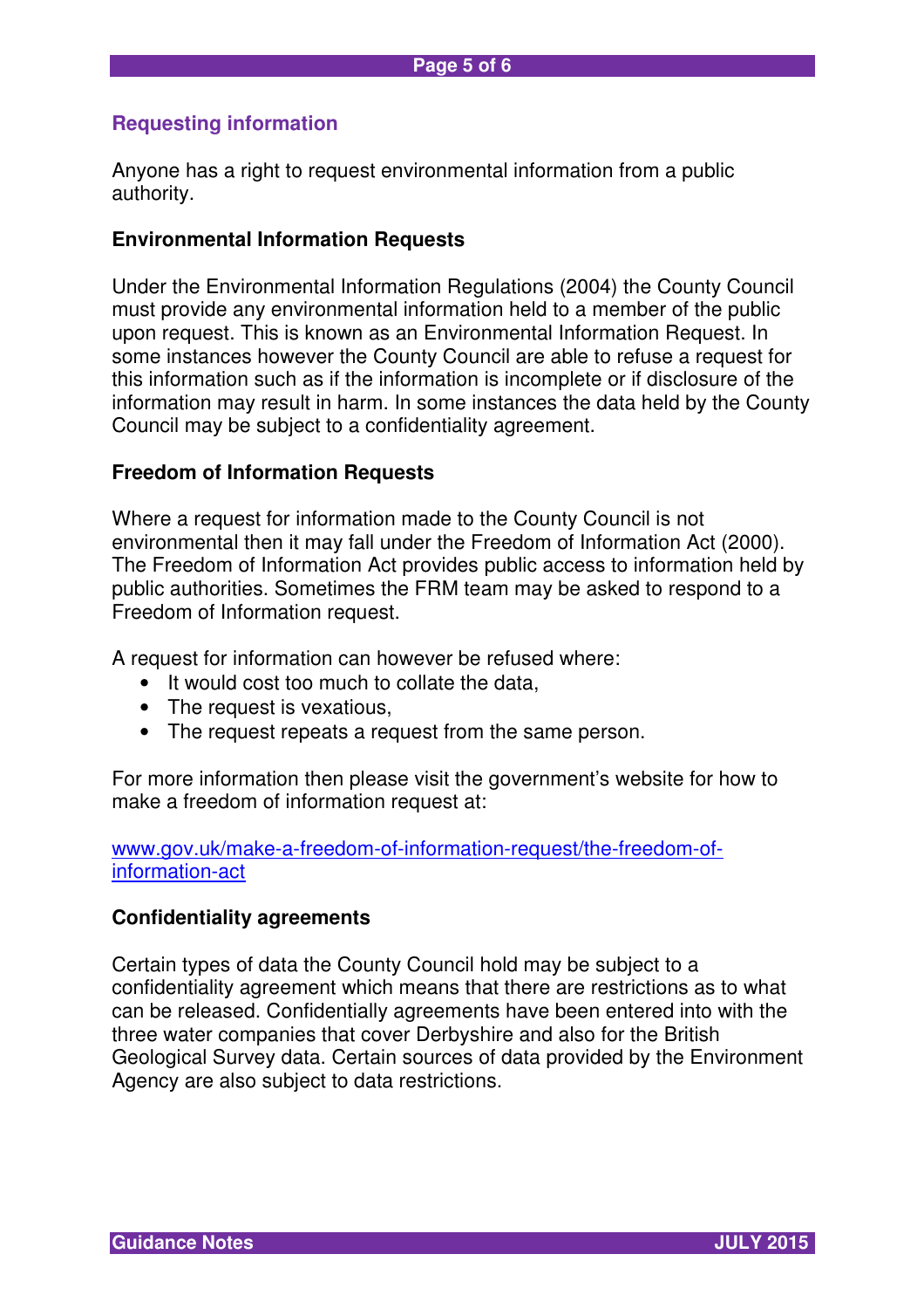## Requesting information

Anyone has a right to request environmental information from a public authority.

### Environmental Information Requests

Under the Environmental Information Regulations (2004) the County Council must provide any environmental information held to a member of the public upon request. This is known as an Environmental Information Request. In some instances however the County Council are able to refuse a request for this information such as if the information is incomplete or if disclosure of the information may result in harm. In some instances the data held by the County Council may be subject to a confidentiality agreement.

### Freedom of Information Requests

Where a request for information made to the County Council is not environmental then it may fall under the Freedom of Information Act (2000). The Freedom of Information Act provides public access to information held by public authorities. Sometimes the FRM team may be asked to respond to a Freedom of Information request.

A request for information can however be refused where:

- It would cost too much to collate the data,
- The request is vexatious,
- The request repeats a request from the same person.

For more information then please visit the government's website for how to make a freedom of information request at:

[www.gov.uk/make-a-freedom-of-information-request/the-freedom-of-information-act](www.gov.uk/make-a-freedom-of-information-request/the-freedom-of-information-act)

### Confidentiality agreements

Certain types of data the County Council hold may be subject to a confidentiality agreement which means that there are restrictions as to what can be released. Confidentially agreements have been entered into with the three water companies that cover Derbyshire and also for the British Geological Survey data. Certain sources of data provided by the Environment Agency are also subject to data restrictions.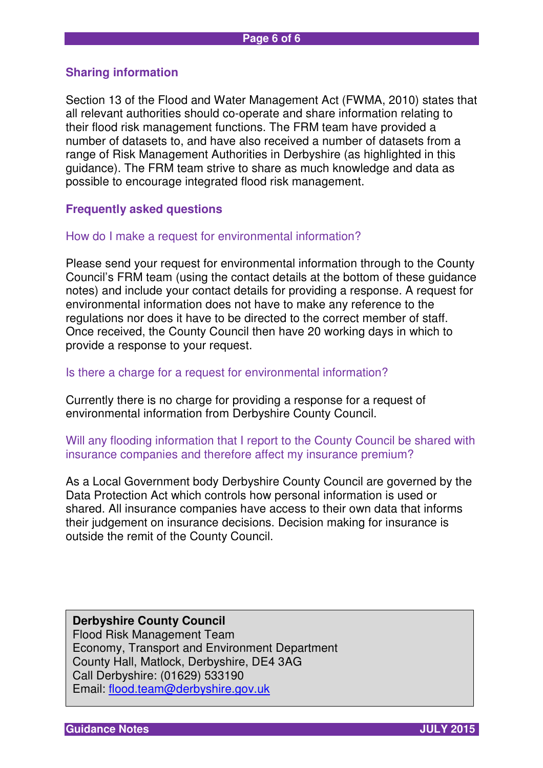## Sharing information

Section 13 of the Flood and Water Management Act (FWMA, 2010) states that all relevant authorities should co-operate and share information relating to their flood risk management functions. The FRM team have provided a number of datasets to, and have also received a number of datasets from a range of Risk Management Authorities in Derbyshire (as highlighted in this guidance). The FRM team strive to share as much knowledge and data as possible to encourage integrated flood risk management.

## Frequently asked questions

### How do I make a request for environmental information?

Please send your request for environmental information through to the County Council's FRM team (using the contact details at the bottom of these guidance notes) and include your contact details for providing a response. A request for environmental information does not have to make any reference to the regulations nor does it have to be directed to the correct member of staff. Once received, the County Council then have 20 working days in which to provide a response to your request.

### Is there a charge for a request for environmental information?

Currently there is no charge for providing a response for a request of environmental information from Derbyshire County Council.

### Will any flooding information that I report to the County Council be shared with insurance companies and therefore affect my insurance premium?

As a Local Government body Derbyshire County Council are governed by the Data Protection Act which controls how personal information is used or shared. All insurance companies have access to their own data that informs their judgement on insurance decisions. Decision making for insurance is outside the remit of the County Council.

**Derbyshire County Council**
Flood Risk Management Team
Economy, Transport and Environment Department
County Hall, Matlock, Derbyshire, DE4 3AG
Call Derbyshire: (01629) 533190
Email: flood.team@derbyshire.gov.uk